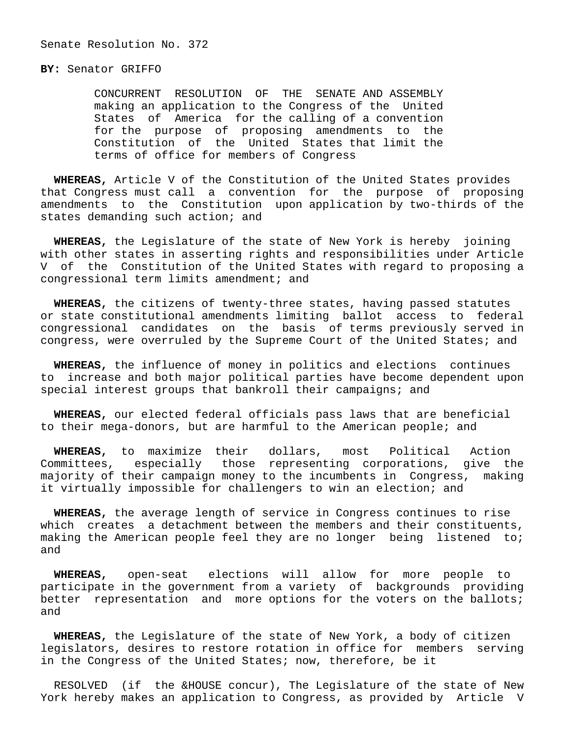Senate Resolution No. 372

**BY:** Senator GRIFFO

CONCURRENT RESOLUTION OF THE SENATE AND ASSEMBLY making an application to the Congress of the United States of America for the calling of a convention for the purpose of proposing amendments to the Constitution of the United States that limit the terms of office for members of Congress

**WHEREAS,** Article V of the Constitution of the United States provides that Congress must call a convention for the purpose of proposing amendments to the Constitution upon application by two-thirds of the states demanding such action; and

**WHEREAS,** the Legislature of the state of New York is hereby joining with other states in asserting rights and responsibilities under Article V of the Constitution of the United States with regard to proposing a congressional term limits amendment; and

**WHEREAS,** the citizens of twenty-three states, having passed statutes or state constitutional amendments limiting ballot access to federal congressional candidates on the basis of terms previously served in congress, were overruled by the Supreme Court of the United States; and

**WHEREAS,** the influence of money in politics and elections continues to increase and both major political parties have become dependent upon special interest groups that bankroll their campaigns; and

**WHEREAS,** our elected federal officials pass laws that are beneficial to their mega-donors, but are harmful to the American people; and

**WHEREAS,** to maximize their dollars, most Political Action Committees, especially those representing corporations, give the majority of their campaign money to the incumbents in Congress, making it virtually impossible for challengers to win an election; and

**WHEREAS,** the average length of service in Congress continues to rise which creates a detachment between the members and their constituents, making the American people feel they are no longer being listened to; and

**WHEREAS,** open-seat elections will allow for more people to participate in the government from a variety of backgrounds providing better representation and more options for the voters on the ballots; and

**WHEREAS,** the Legislature of the state of New York, a body of citizen legislators, desires to restore rotation in office for members serving in the Congress of the United States; now, therefore, be it

RESOLVED (if the &HOUSE concur), The Legislature of the state of New York hereby makes an application to Congress, as provided by Article V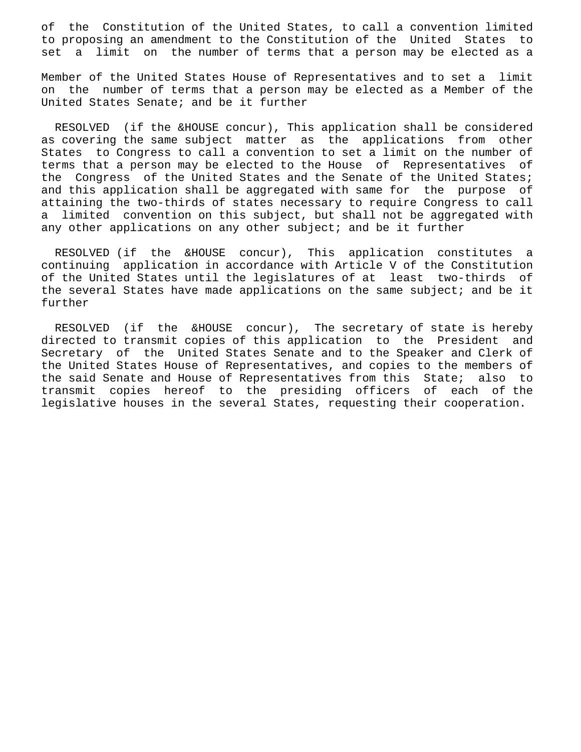of the Constitution of the United States, to call a convention limited to proposing an amendment to the Constitution of the United States to set a limit on the number of terms that a person may be elected as a

Member of the United States House of Representatives and to set a limit on the number of terms that a person may be elected as a Member of the United States Senate; and be it further

RESOLVED (if the &HOUSE concur), This application shall be considered as covering the same subject matter as the applications from other States to Congress to call a convention to set a limit on the number of terms that a person may be elected to the House of Representatives of the Congress of the United States and the Senate of the United States; and this application shall be aggregated with same for the purpose of attaining the two-thirds of states necessary to require Congress to call a limited convention on this subject, but shall not be aggregated with any other applications on any other subject; and be it further

RESOLVED (if the &HOUSE concur), This application constitutes a continuing application in accordance with Article V of the Constitution of the United States until the legislatures of at least two-thirds of the several States have made applications on the same subject; and be it further

RESOLVED (if the &HOUSE concur), The secretary of state is hereby directed to transmit copies of this application to the President and Secretary of the United States Senate and to the Speaker and Clerk of the United States House of Representatives, and copies to the members of the said Senate and House of Representatives from this State; also to transmit copies hereof to the presiding officers of each of the legislative houses in the several States, requesting their cooperation.